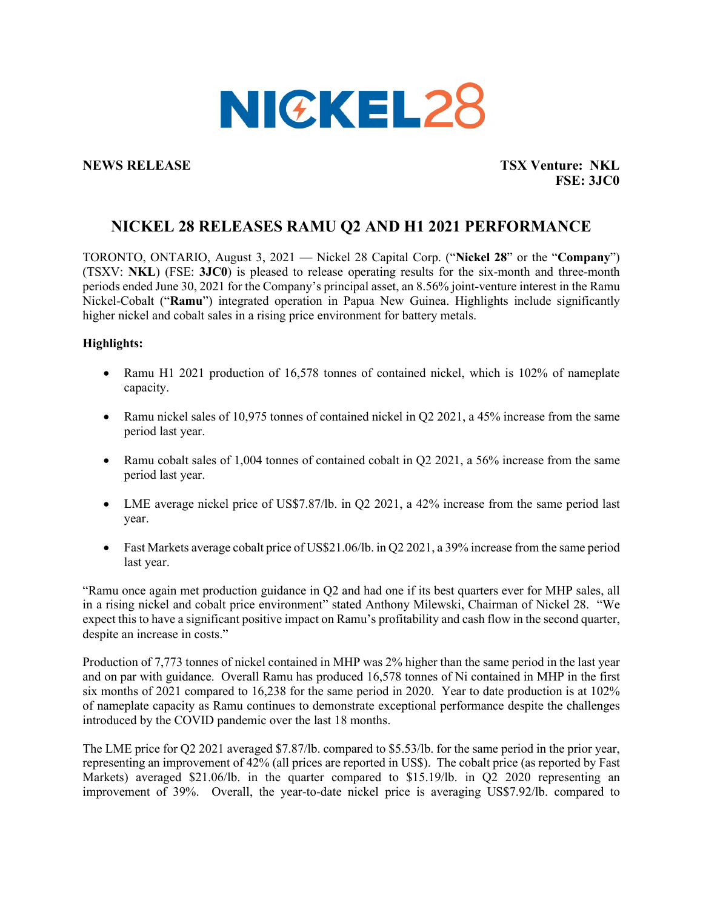NICKEL28

**NEWS RELEASE** **TSX Venture: NKL**
**FSE: 3JC0**

# NICKEL 28 RELEASES RAMU Q2 AND H1 2021 PERFORMANCE

TORONTO, ONTARIO, August 3, 2021 — Nickel 28 Capital Corp. ("**Nickel 28**" or the "**Company**") (TSXV: **NKL**) (FSE: **3JC0**) is pleased to release operating results for the six-month and three-month periods ended June 30, 2021 for the Company's principal asset, an 8.56% joint-venture interest in the Ramu Nickel-Cobalt ("**Ramu**") integrated operation in Papua New Guinea. Highlights include significantly higher nickel and cobalt sales in a rising price environment for battery metals.

**Highlights:**

- Ramu H1 2021 production of 16,578 tonnes of contained nickel, which is 102% of nameplate capacity.
- Ramu nickel sales of 10,975 tonnes of contained nickel in Q2 2021, a 45% increase from the same period last year.
- Ramu cobalt sales of 1,004 tonnes of contained cobalt in Q2 2021, a 56% increase from the same period last year.
- LME average nickel price of US$7.87/lb. in Q2 2021, a 42% increase from the same period last year.
- Fast Markets average cobalt price of US$21.06/lb. in Q2 2021, a 39% increase from the same period last year.

"Ramu once again met production guidance in Q2 and had one if its best quarters ever for MHP sales, all in a rising nickel and cobalt price environment" stated Anthony Milewski, Chairman of Nickel 28. "We expect this to have a significant positive impact on Ramu's profitability and cash flow in the second quarter, despite an increase in costs."

Production of 7,773 tonnes of nickel contained in MHP was 2% higher than the same period in the last year and on par with guidance. Overall Ramu has produced 16,578 tonnes of Ni contained in MHP in the first six months of 2021 compared to 16,238 for the same period in 2020. Year to date production is at 102% of nameplate capacity as Ramu continues to demonstrate exceptional performance despite the challenges introduced by the COVID pandemic over the last 18 months.

The LME price for Q2 2021 averaged $7.87/lb. compared to $5.53/lb. for the same period in the prior year, representing an improvement of 42% (all prices are reported in US$). The cobalt price (as reported by Fast Markets) averaged $21.06/lb. in the quarter compared to $15.19/lb. in Q2 2020 representing an improvement of 39%. Overall, the year-to-date nickel price is averaging US$7.92/lb. compared to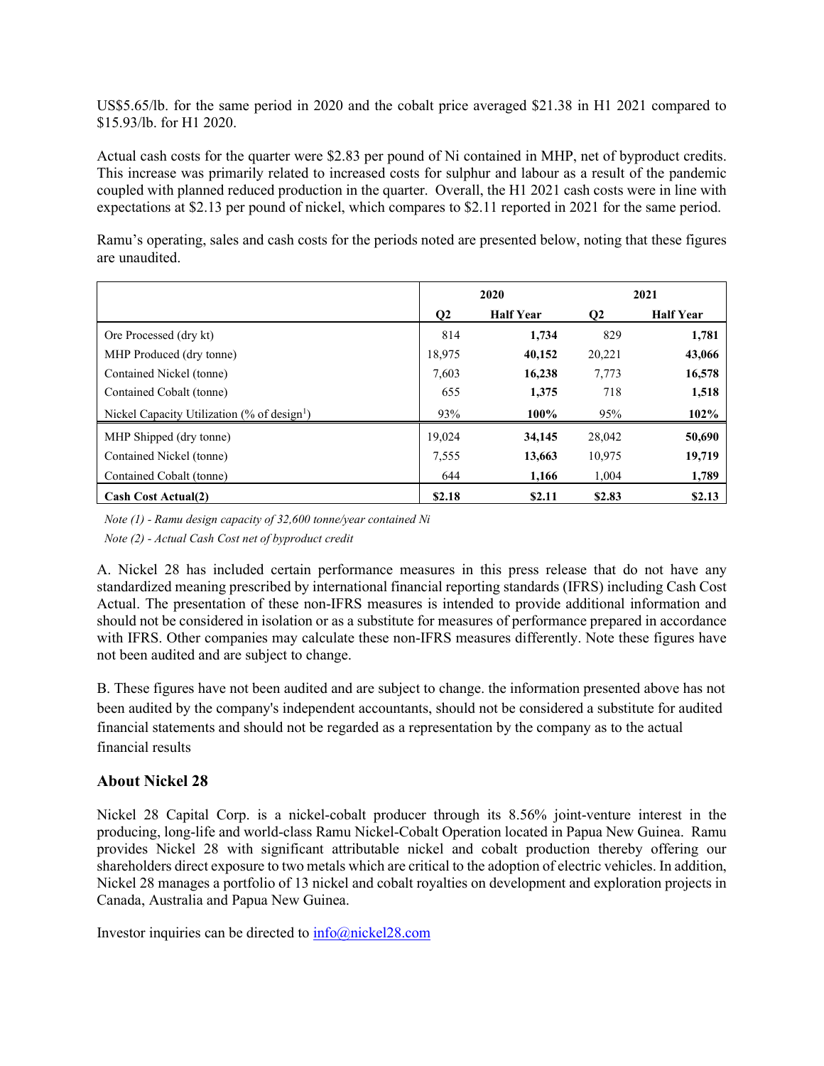US$5.65/lb. for the same period in 2020 and the cobalt price averaged $21.38 in H1 2021 compared to $15.93/lb. for H1 2020.

Actual cash costs for the quarter were $2.83 per pound of Ni contained in MHP, net of byproduct credits. This increase was primarily related to increased costs for sulphur and labour as a result of the pandemic coupled with planned reduced production in the quarter. Overall, the H1 2021 cash costs were in line with expectations at $2.13 per pound of nickel, which compares to $2.11 reported in 2021 for the same period.

Ramu's operating, sales and cash costs for the periods noted are presented below, noting that these figures are unaudited.

| | 2020 | | 2021 | |
|---|---|---|---|---|
| | **Q2** | **Half Year** | **Q2** | **Half Year** |
| Ore Processed (dry kt) | 814 | **1,734** | 829 | **1,781** |
| MHP Produced (dry tonne) | 18,975 | **40,152** | 20,221 | **43,066** |
| Contained Nickel (tonne) | 7,603 | **16,238** | 7,773 | **16,578** |
| Contained Cobalt (tonne) | 655 | **1,375** | 718 | **1,518** |
| Nickel Capacity Utilization (% of design[1]) | 93% | **100%** | 95% | **102%** |
| MHP Shipped (dry tonne) | 19,024 | **34,145** | 28,042 | **50,690** |
| Contained Nickel (tonne) | 7,555 | **13,663** | 10,975 | **19,719** |
| Contained Cobalt (tonne) | 644 | **1,166** | 1,004 | **1,789** |
| **Cash Cost Actual(2)** | **$2.18** | **$2.11** | **$2.83** | **$2.13** |

*Note (1) - Ramu design capacity of 32,600 tonne/year contained Ni*

*Note (2) - Actual Cash Cost net of byproduct credit*

A. Nickel 28 has included certain performance measures in this press release that do not have any standardized meaning prescribed by international financial reporting standards (IFRS) including Cash Cost Actual. The presentation of these non-IFRS measures is intended to provide additional information and should not be considered in isolation or as a substitute for measures of performance prepared in accordance with IFRS. Other companies may calculate these non-IFRS measures differently. Note these figures have not been audited and are subject to change.

B. These figures have not been audited and are subject to change. the information presented above has not been audited by the company's independent accountants, should not be considered a substitute for audited financial statements and should not be regarded as a representation by the company as to the actual financial results

## About Nickel 28

Nickel 28 Capital Corp. is a nickel-cobalt producer through its 8.56% joint-venture interest in the producing, long-life and world-class Ramu Nickel-Cobalt Operation located in Papua New Guinea. Ramu provides Nickel 28 with significant attributable nickel and cobalt production thereby offering our shareholders direct exposure to two metals which are critical to the adoption of electric vehicles. In addition, Nickel 28 manages a portfolio of 13 nickel and cobalt royalties on development and exploration projects in Canada, Australia and Papua New Guinea.

Investor inquiries can be directed to info@nickel28.com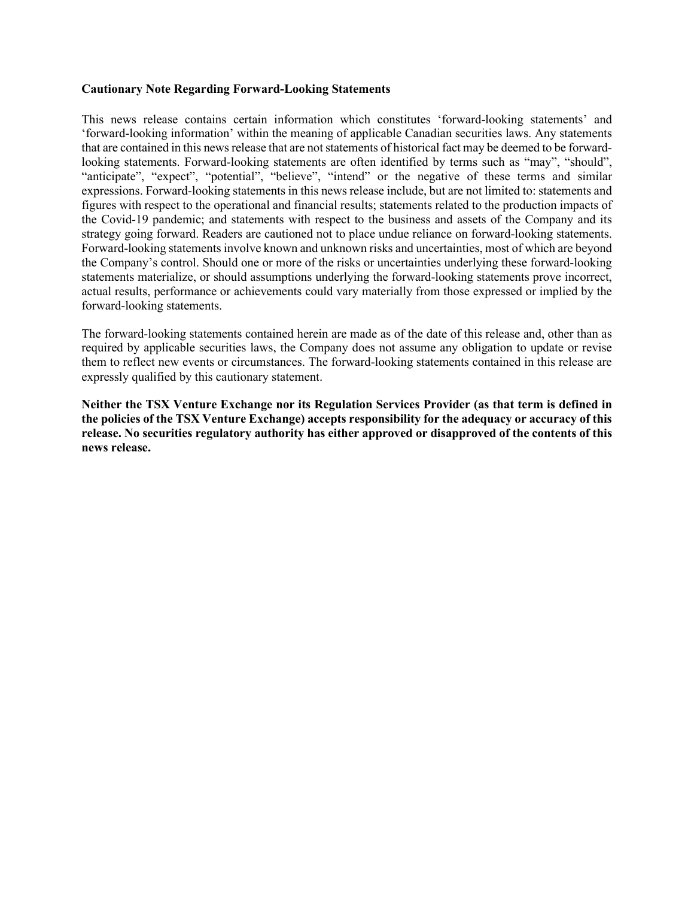**Cautionary Note Regarding Forward-Looking Statements**

This news release contains certain information which constitutes 'forward-looking statements' and 'forward-looking information' within the meaning of applicable Canadian securities laws. Any statements that are contained in this news release that are not statements of historical fact may be deemed to be forward-looking statements. Forward-looking statements are often identified by terms such as "may", "should", "anticipate", "expect", "potential", "believe", "intend" or the negative of these terms and similar expressions. Forward-looking statements in this news release include, but are not limited to: statements and figures with respect to the operational and financial results; statements related to the production impacts of the Covid-19 pandemic; and statements with respect to the business and assets of the Company and its strategy going forward. Readers are cautioned not to place undue reliance on forward-looking statements. Forward-looking statements involve known and unknown risks and uncertainties, most of which are beyond the Company's control. Should one or more of the risks or uncertainties underlying these forward-looking statements materialize, or should assumptions underlying the forward-looking statements prove incorrect, actual results, performance or achievements could vary materially from those expressed or implied by the forward-looking statements.

The forward-looking statements contained herein are made as of the date of this release and, other than as required by applicable securities laws, the Company does not assume any obligation to update or revise them to reflect new events or circumstances. The forward-looking statements contained in this release are expressly qualified by this cautionary statement.

**Neither the TSX Venture Exchange nor its Regulation Services Provider (as that term is defined in the policies of the TSX Venture Exchange) accepts responsibility for the adequacy or accuracy of this release. No securities regulatory authority has either approved or disapproved of the contents of this news release.**